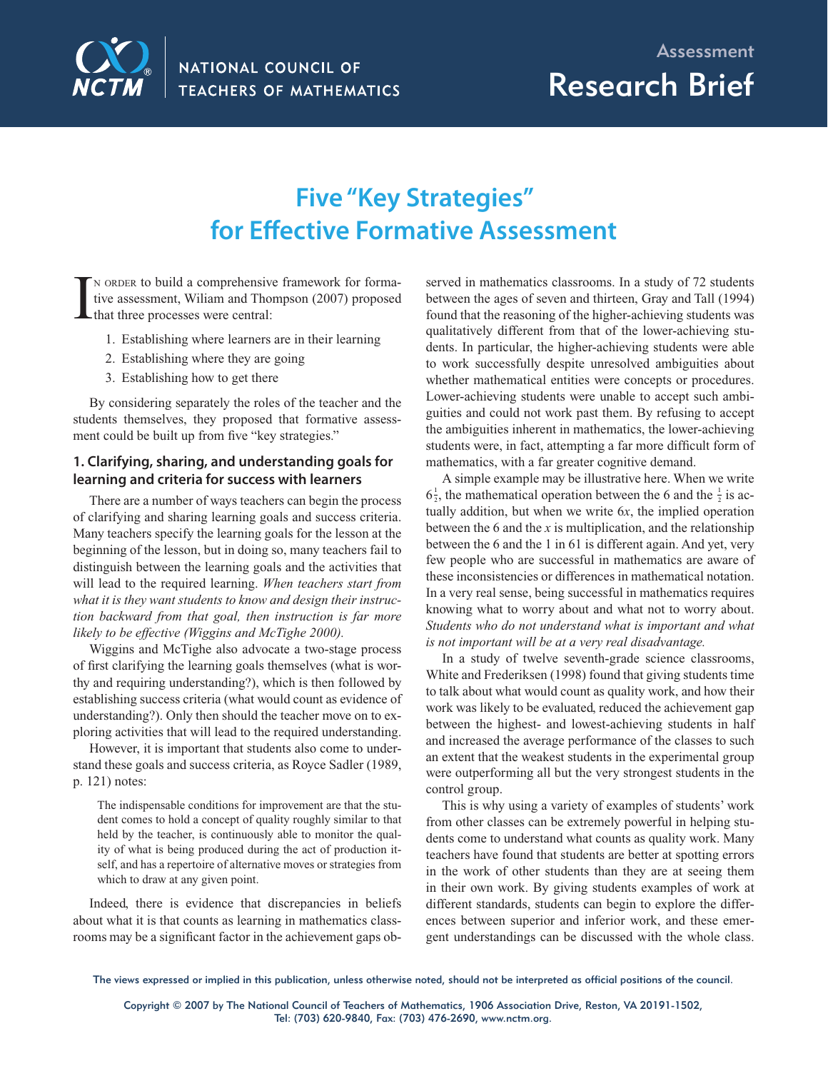NATIONAL COUNCIL OF TEACHERS OF MATHEMATICS

Assessment

Research Brief

# Five "Key Strategies" for Effective Formative Assessment

In order to build a comprehensive framework for formative assessment, Wiliam and Thompson (2007) proposed that three processes were central:

1. Establishing where learners are in their learning
2. Establishing where they are going
3. Establishing how to get there

By considering separately the roles of the teacher and the students themselves, they proposed that formative assessment could be built up from five "key strategies."

## 1. Clarifying, sharing, and understanding goals for learning and criteria for success with learners

There are a number of ways teachers can begin the process of clarifying and sharing learning goals and success criteria. Many teachers specify the learning goals for the lesson at the beginning of the lesson, but in doing so, many teachers fail to distinguish between the learning goals and the activities that will lead to the required learning. *When teachers start from what it is they want students to know and design their instruction backward from that goal, then instruction is far more likely to be effective (Wiggins and McTighe 2000).*

Wiggins and McTighe also advocate a two-stage process of first clarifying the learning goals themselves (what is worthy and requiring understanding?), which is then followed by establishing success criteria (what would count as evidence of understanding?). Only then should the teacher move on to exploring activities that will lead to the required understanding.

However, it is important that students also come to understand these goals and success criteria, as Royce Sadler (1989, p. 121) notes:

> The indispensable conditions for improvement are that the student comes to hold a concept of quality roughly similar to that held by the teacher, is continuously able to monitor the quality of what is being produced during the act of production itself, and has a repertoire of alternative moves or strategies from which to draw at any given point.

Indeed, there is evidence that discrepancies in beliefs about what it is that counts as learning in mathematics classrooms may be a significant factor in the achievement gaps observed in mathematics classrooms. In a study of 72 students between the ages of seven and thirteen, Gray and Tall (1994) found that the reasoning of the higher-achieving students was qualitatively different from that of the lower-achieving students. In particular, the higher-achieving students were able to work successfully despite unresolved ambiguities about whether mathematical entities were concepts or procedures. Lower-achieving students were unable to accept such ambiguities and could not work past them. By refusing to accept the ambiguities inherent in mathematics, the lower-achieving students were, in fact, attempting a far more difficult form of mathematics, with a far greater cognitive demand.

A simple example may be illustrative here. When we write $6\frac{1}{2}$, the mathematical operation between the 6 and the $\frac{1}{2}$ is actually addition, but when we write $6x$, the implied operation between the 6 and the $x$ is multiplication, and the relationship between the 6 and the 1 in 61 is different again. And yet, very few people who are successful in mathematics are aware of these inconsistencies or differences in mathematical notation. In a very real sense, being successful in mathematics requires knowing what to worry about and what not to worry about. *Students who do not understand what is important and what is not important will be at a very real disadvantage.*

In a study of twelve seventh-grade science classrooms, White and Frederiksen (1998) found that giving students time to talk about what would count as quality work, and how their work was likely to be evaluated, reduced the achievement gap between the highest- and lowest-achieving students in half and increased the average performance of the classes to such an extent that the weakest students in the experimental group were outperforming all but the very strongest students in the control group.

This is why using a variety of examples of students' work from other classes can be extremely powerful in helping students come to understand what counts as quality work. Many teachers have found that students are better at spotting errors in the work of other students than they are at seeing them in their own work. By giving students examples of work at different standards, students can begin to explore the differences between superior and inferior work, and these emergent understandings can be discussed with the whole class.

The views expressed or implied in this publication, unless otherwise noted, should not be interpreted as official positions of the council.

Copyright © 2007 by The National Council of Teachers of Mathematics, 1906 Association Drive, Reston, VA 20191-1502, Tel: (703) 620-9840, Fax: (703) 476-2690, www.nctm.org.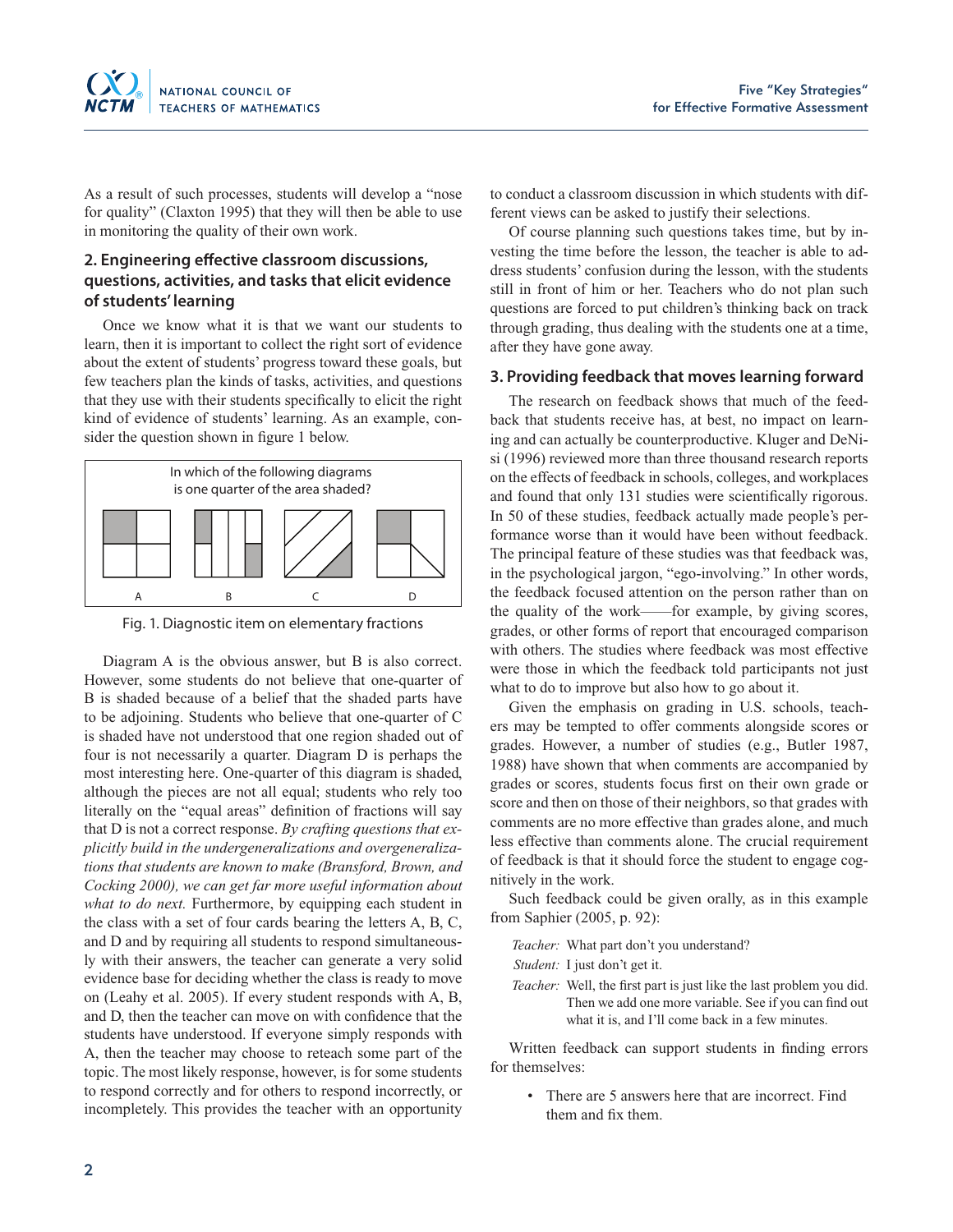As a result of such processes, students will develop a "nose for quality" (Claxton 1995) that they will then be able to use in monitoring the quality of their own work.

### 2. Engineering effective classroom discussions, questions, activities, and tasks that elicit evidence of students' learning

Once we know what it is that we want our students to learn, then it is important to collect the right sort of evidence about the extent of students' progress toward these goals, but few teachers plan the kinds of tasks, activities, and questions that they use with their students specifically to elicit the right kind of evidence of students' learning. As an example, consider the question shown in figure 1 below.

In which of the following diagrams is one quarter of the area shaded?

A B C D

Fig. 1. Diagnostic item on elementary fractions

Diagram A is the obvious answer, but B is also correct. However, some students do not believe that one-quarter of B is shaded because of a belief that the shaded parts have to be adjoining. Students who believe that one-quarter of C is shaded have not understood that one region shaded out of four is not necessarily a quarter. Diagram D is perhaps the most interesting here. One-quarter of this diagram is shaded, although the pieces are not all equal; students who rely too literally on the "equal areas" definition of fractions will say that D is not a correct response. *By crafting questions that explicitly build in the undergeneralizations and overgeneralizations that students are known to make (Bransford, Brown, and Cocking 2000), we can get far more useful information about what to do next.* Furthermore, by equipping each student in the class with a set of four cards bearing the letters A, B, C, and D and by requiring all students to respond simultaneously with their answers, the teacher can generate a very solid evidence base for deciding whether the class is ready to move on (Leahy et al. 2005). If every student responds with A, B, and D, then the teacher can move on with confidence that the students have understood. If everyone simply responds with A, then the teacher may choose to reteach some part of the topic. The most likely response, however, is for some students to respond correctly and for others to respond incorrectly, or incompletely. This provides the teacher with an opportunity to conduct a classroom discussion in which students with different views can be asked to justify their selections.

Of course planning such questions takes time, but by investing the time before the lesson, the teacher is able to address students' confusion during the lesson, with the students still in front of him or her. Teachers who do not plan such questions are forced to put children's thinking back on track through grading, thus dealing with the students one at a time, after they have gone away.

### 3. Providing feedback that moves learning forward

The research on feedback shows that much of the feedback that students receive has, at best, no impact on learning and can actually be counterproductive. Kluger and DeNisi (1996) reviewed more than three thousand research reports on the effects of feedback in schools, colleges, and workplaces and found that only 131 studies were scientifically rigorous. In 50 of these studies, feedback actually made people's performance worse than it would have been without feedback. The principal feature of these studies was that feedback was, in the psychological jargon, "ego-involving." In other words, the feedback focused attention on the person rather than on the quality of the work——for example, by giving scores, grades, or other forms of report that encouraged comparison with others. The studies where feedback was most effective were those in which the feedback told participants not just what to do to improve but also how to go about it.

Given the emphasis on grading in U.S. schools, teachers may be tempted to offer comments alongside scores or grades. However, a number of studies (e.g., Butler 1987, 1988) have shown that when comments are accompanied by grades or scores, students focus first on their own grade or score and then on those of their neighbors, so that grades with comments are no more effective than grades alone, and much less effective than comments alone. The crucial requirement of feedback is that it should force the student to engage cognitively in the work.

Such feedback could be given orally, as in this example from Saphier (2005, p. 92):

*Teacher:* What part don't you understand?
*Student:* I just don't get it.
*Teacher:* Well, the first part is just like the last problem you did. Then we add one more variable. See if you can find out what it is, and I'll come back in a few minutes.

Written feedback can support students in finding errors for themselves:

- There are 5 answers here that are incorrect. Find them and fix them.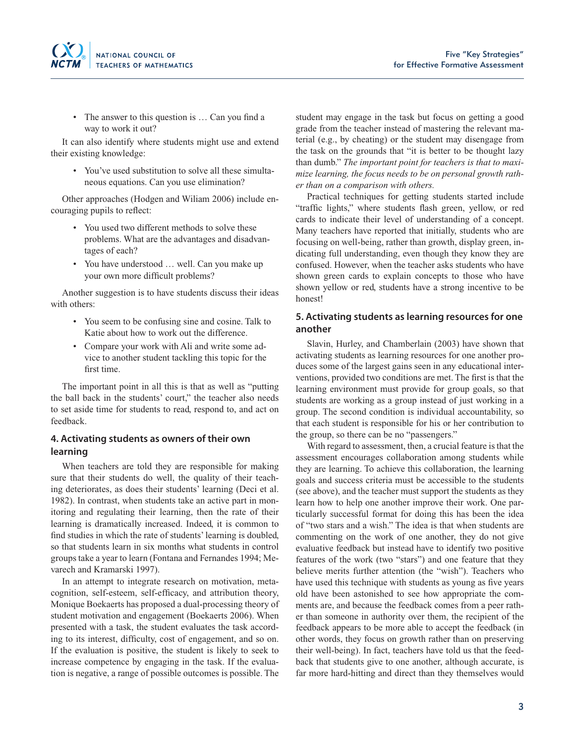- The answer to this question is … Can you find a way to work it out?

It can also identify where students might use and extend their existing knowledge:

- You've used substitution to solve all these simultaneous equations. Can you use elimination?

Other approaches (Hodgen and Wiliam 2006) include encouraging pupils to reflect:

- You used two different methods to solve these problems. What are the advantages and disadvantages of each?
- You have understood … well. Can you make up your own more difficult problems?

Another suggestion is to have students discuss their ideas with others:

- You seem to be confusing sine and cosine. Talk to Katie about how to work out the difference.
- Compare your work with Ali and write some advice to another student tackling this topic for the first time.

The important point in all this is that as well as "putting the ball back in the students' court," the teacher also needs to set aside time for students to read, respond to, and act on feedback.

### 4. Activating students as owners of their own learning

When teachers are told they are responsible for making sure that their students do well, the quality of their teaching deteriorates, as does their students' learning (Deci et al. 1982). In contrast, when students take an active part in monitoring and regulating their learning, then the rate of their learning is dramatically increased. Indeed, it is common to find studies in which the rate of students' learning is doubled, so that students learn in six months what students in control groups take a year to learn (Fontana and Fernandes 1994; Mevarech and Kramarski 1997).

In an attempt to integrate research on motivation, metacognition, self-esteem, self-efficacy, and attribution theory, Monique Boekaerts has proposed a dual-processing theory of student motivation and engagement (Boekaerts 2006). When presented with a task, the student evaluates the task according to its interest, difficulty, cost of engagement, and so on. If the evaluation is positive, the student is likely to seek to increase competence by engaging in the task. If the evaluation is negative, a range of possible outcomes is possible. The student may engage in the task but focus on getting a good grade from the teacher instead of mastering the relevant material (e.g., by cheating) or the student may disengage from the task on the grounds that "it is better to be thought lazy than dumb." *The important point for teachers is that to maximize learning, the focus needs to be on personal growth rather than on a comparison with others.*

Practical techniques for getting students started include "traffic lights," where students flash green, yellow, or red cards to indicate their level of understanding of a concept. Many teachers have reported that initially, students who are focusing on well-being, rather than growth, display green, indicating full understanding, even though they know they are confused. However, when the teacher asks students who have shown green cards to explain concepts to those who have shown yellow or red, students have a strong incentive to be honest!

### 5. Activating students as learning resources for one another

Slavin, Hurley, and Chamberlain (2003) have shown that activating students as learning resources for one another produces some of the largest gains seen in any educational interventions, provided two conditions are met. The first is that the learning environment must provide for group goals, so that students are working as a group instead of just working in a group. The second condition is individual accountability, so that each student is responsible for his or her contribution to the group, so there can be no "passengers."

With regard to assessment, then, a crucial feature is that the assessment encourages collaboration among students while they are learning. To achieve this collaboration, the learning goals and success criteria must be accessible to the students (see above), and the teacher must support the students as they learn how to help one another improve their work. One particularly successful format for doing this has been the idea of "two stars and a wish." The idea is that when students are commenting on the work of one another, they do not give evaluative feedback but instead have to identify two positive features of the work (two "stars") and one feature that they believe merits further attention (the "wish"). Teachers who have used this technique with students as young as five years old have been astonished to see how appropriate the comments are, and because the feedback comes from a peer rather than someone in authority over them, the recipient of the feedback appears to be more able to accept the feedback (in other words, they focus on growth rather than on preserving their well-being). In fact, teachers have told us that the feedback that students give to one another, although accurate, is far more hard-hitting and direct than they themselves would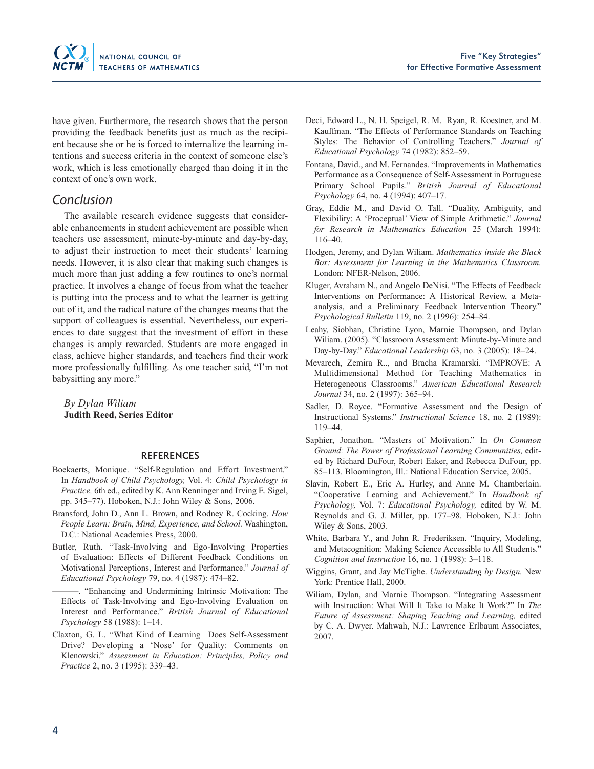have given. Furthermore, the research shows that the person providing the feedback benefits just as much as the recipient because she or he is forced to internalize the learning intentions and success criteria in the context of someone else's work, which is less emotionally charged than doing it in the context of one's own work.

## Conclusion

The available research evidence suggests that considerable enhancements in student achievement are possible when teachers use assessment, minute-by-minute and day-by-day, to adjust their instruction to meet their students' learning needs. However, it is also clear that making such changes is much more than just adding a few routines to one's normal practice. It involves a change of focus from what the teacher is putting into the process and to what the learner is getting out of it, and the radical nature of the changes means that the support of colleagues is essential. Nevertheless, our experiences to date suggest that the investment of effort in these changes is amply rewarded. Students are more engaged in class, achieve higher standards, and teachers find their work more professionally fulfilling. As one teacher said, "I'm not babysitting any more."

*By Dylan Wiliam*
**Judith Reed, Series Editor**

### REFERENCES

Boekaerts, Monique. "Self-Regulation and Effort Investment." In *Handbook of Child Psychology,* Vol. 4: *Child Psychology in Practice,* 6th ed., edited by K. Ann Renninger and Irving E. Sigel, pp. 345–77). Hoboken, N.J.: John Wiley & Sons, 2006.

Bransford, John D., Ann L. Brown, and Rodney R. Cocking. *How People Learn: Brain, Mind, Experience, and School.* Washington, D.C.: National Academies Press, 2000.

Butler, Ruth. "Task-Involving and Ego-Involving Properties of Evaluation: Effects of Different Feedback Conditions on Motivational Perceptions, Interest and Performance." *Journal of Educational Psychology* 79, no. 4 (1987): 474–82.

———. "Enhancing and Undermining Intrinsic Motivation: The Effects of Task-Involving and Ego-Involving Evaluation on Interest and Performance." *British Journal of Educational Psychology* 58 (1988): 1–14.

Claxton, G. L. "What Kind of Learning Does Self-Assessment Drive? Developing a 'Nose' for Quality: Comments on Klenowski." *Assessment in Education: Principles, Policy and Practice* 2, no. 3 (1995): 339–43.

Deci, Edward L., N. H. Speigel, R. M. Ryan, R. Koestner, and M. Kauffman. "The Effects of Performance Standards on Teaching Styles: The Behavior of Controlling Teachers." *Journal of Educational Psychology* 74 (1982): 852–59.

Fontana, David., and M. Fernandes. "Improvements in Mathematics Performance as a Consequence of Self-Assessment in Portuguese Primary School Pupils." *British Journal of Educational Psychology* 64, no. 4 (1994): 407–17.

Gray, Eddie M., and David O. Tall. "Duality, Ambiguity, and Flexibility: A 'Proceptual' View of Simple Arithmetic." *Journal for Research in Mathematics Education* 25 (March 1994): 116–40.

Hodgen, Jeremy, and Dylan Wiliam. *Mathematics inside the Black Box: Assessment for Learning in the Mathematics Classroom.* London: NFER-Nelson, 2006.

Kluger, Avraham N., and Angelo DeNisi. "The Effects of Feedback Interventions on Performance: A Historical Review, a Meta-analysis, and a Preliminary Feedback Intervention Theory." *Psychological Bulletin* 119, no. 2 (1996): 254–84.

Leahy, Siobhan, Christine Lyon, Marnie Thompson, and Dylan Wiliam. (2005). "Classroom Assessment: Minute-by-Minute and Day-by-Day." *Educational Leadership* 63, no. 3 (2005): 18–24.

Mevarech, Zemira R.., and Bracha Kramarski. "IMPROVE: A Multidimensional Method for Teaching Mathematics in Heterogeneous Classrooms." *American Educational Research Journal* 34, no. 2 (1997): 365–94.

Sadler, D. Royce. "Formative Assessment and the Design of Instructional Systems." *Instructional Science* 18, no. 2 (1989): 119–44.

Saphier, Jonathon. "Masters of Motivation." In *On Common Ground: The Power of Professional Learning Communities,* edited by Richard DuFour, Robert Eaker, and Rebecca DuFour, pp. 85–113. Bloomington, Ill.: National Education Service, 2005.

Slavin, Robert E., Eric A. Hurley, and Anne M. Chamberlain. "Cooperative Learning and Achievement." In *Handbook of Psychology,* Vol. 7: *Educational Psychology,* edited by W. M. Reynolds and G. J. Miller, pp. 177–98. Hoboken, N.J.: John Wiley & Sons, 2003.

White, Barbara Y., and John R. Frederiksen. "Inquiry, Modeling, and Metacognition: Making Science Accessible to All Students." *Cognition and Instruction* 16, no. 1 (1998): 3–118.

Wiggins, Grant, and Jay McTighe. *Understanding by Design.* New York: Prentice Hall, 2000.

Wiliam, Dylan, and Marnie Thompson. "Integrating Assessment with Instruction: What Will It Take to Make It Work?" In *The Future of Assessment: Shaping Teaching and Learning,* edited by C. A. Dwyer. Mahwah, N.J.: Lawrence Erlbaum Associates, 2007.